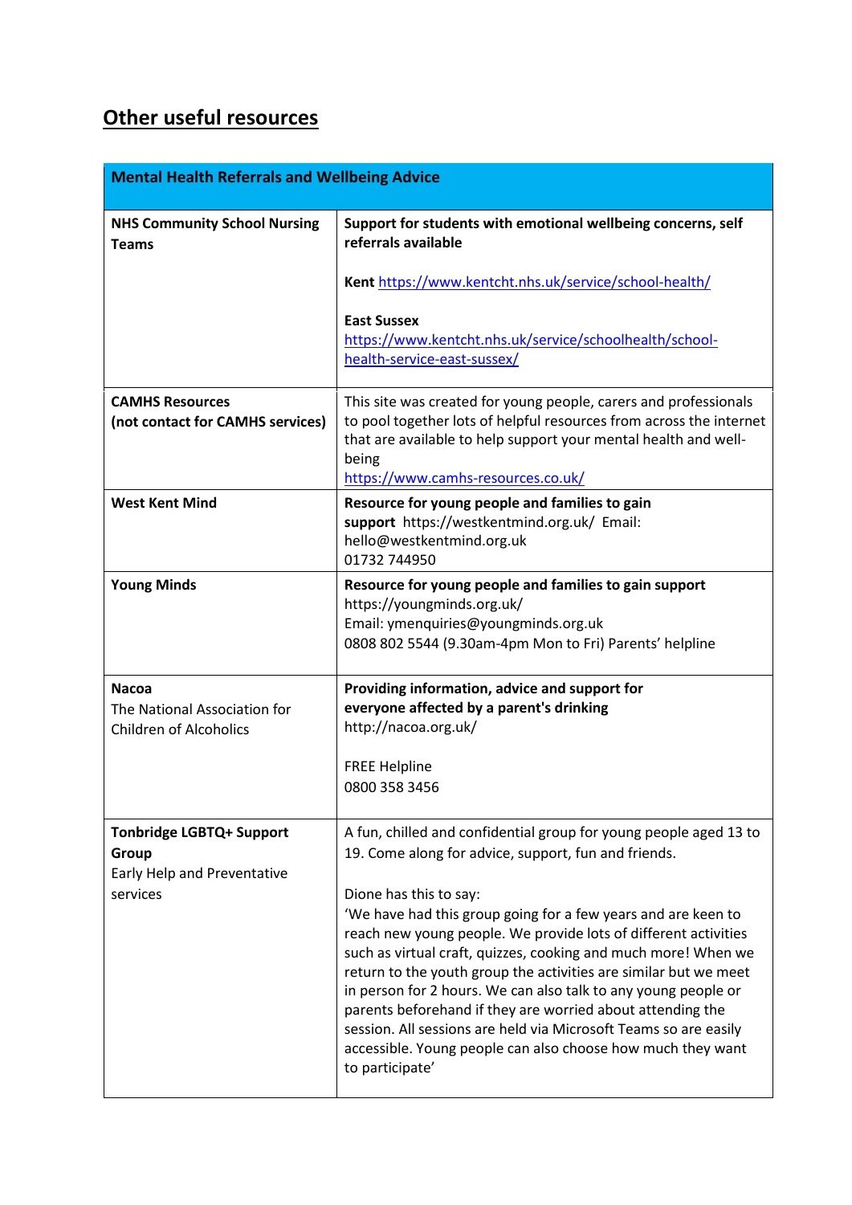## Other useful resources

| Mental Health Referrals and Wellbeing Advice | |
|---|---|
| **NHS Community School Nursing Teams** | **Support for students with emotional wellbeing concerns, self referrals available**<br><br>**Kent** https://www.kentcht.nhs.uk/service/school-health/<br><br>**East Sussex**<br>https://www.kentcht.nhs.uk/service/schoolhealth/school-health-service-east-sussex/ |
| **CAMHS Resources (not contact for CAMHS services)** | This site was created for young people, carers and professionals to pool together lots of helpful resources from across the internet that are available to help support your mental health and well-being<br>https://www.camhs-resources.co.uk/ |
| **West Kent Mind** | **Resource for young people and families to gain support** https://westkentmind.org.uk/ Email: hello@westkentmind.org.uk<br>01732 744950 |
| **Young Minds** | **Resource for young people and families to gain support**<br>https://youngminds.org.uk/<br>Email: ymenquiries@youngminds.org.uk<br>0808 802 5544 (9.30am-4pm Mon to Fri) Parents' helpline |
| **Nacoa**<br>The National Association for Children of Alcoholics | **Providing information, advice and support for everyone affected by a parent's drinking**<br>http://nacoa.org.uk/<br><br>FREE Helpline<br>0800 358 3456 |
| **Tonbridge LGBTQ+ Support Group**<br>Early Help and Preventative services | A fun, chilled and confidential group for young people aged 13 to 19. Come along for advice, support, fun and friends.<br><br>Dione has this to say:<br>'We have had this group going for a few years and are keen to reach new young people. We provide lots of different activities such as virtual craft, quizzes, cooking and much more! When we return to the youth group the activities are similar but we meet in person for 2 hours. We can also talk to any young people or parents beforehand if they are worried about attending the session. All sessions are held via Microsoft Teams so are easily accessible. Young people can also choose how much they want to participate' |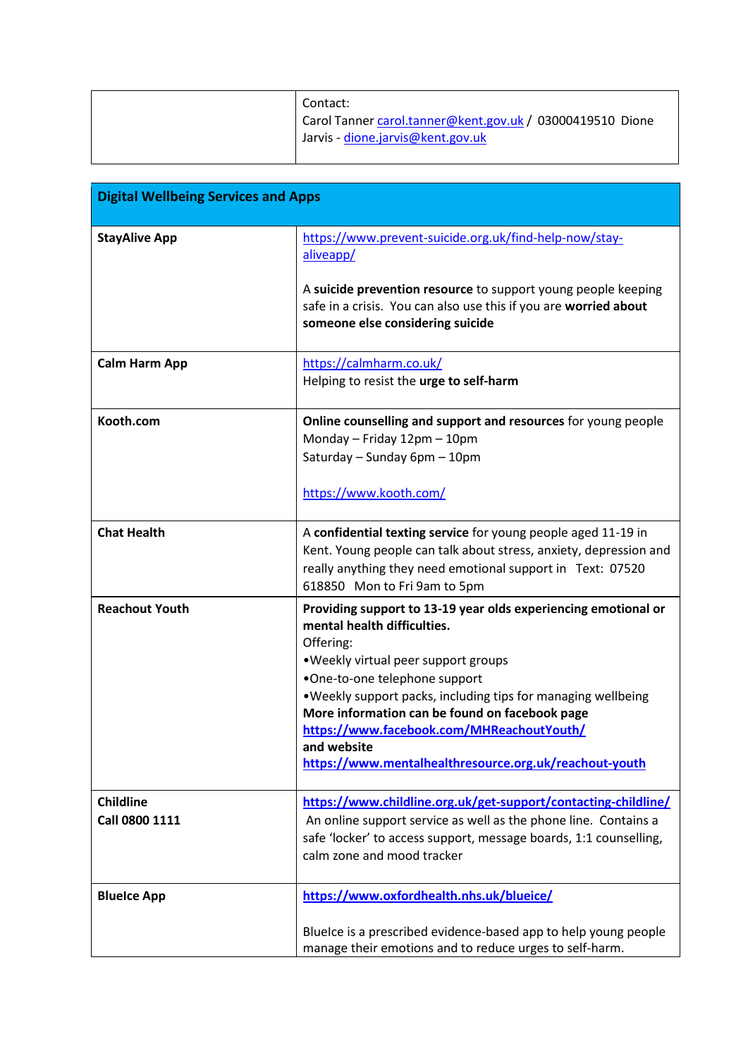| | Contact:<br>Carol Tanner carol.tanner@kent.gov.uk / 03000419510 Dione Jarvis - dione.jarvis@kent.gov.uk |
|---|---|

| **Digital Wellbeing Services and Apps** | |
|---|---|
| **StayAlive App** | https://www.prevent-suicide.org.uk/find-help-now/stay-aliveapp/<br><br>A **suicide prevention resource** to support young people keeping safe in a crisis. You can also use this if you are **worried about someone else considering suicide** |
| **Calm Harm App** | https://calmharm.co.uk/<br>Helping to resist the **urge to self-harm** |
| **Kooth.com** | **Online counselling and support and resources** for young people<br>Monday – Friday 12pm – 10pm<br>Saturday – Sunday 6pm – 10pm<br><br>https://www.kooth.com/ |
| **Chat Health** | A **confidential texting service** for young people aged 11-19 in Kent. Young people can talk about stress, anxiety, depression and really anything they need emotional support in Text: 07520 618850 Mon to Fri 9am to 5pm |
| **Reachout Youth** | **Providing support to 13-19 year olds experiencing emotional or mental health difficulties.**<br>Offering:<br>•Weekly virtual peer support groups<br>•One-to-one telephone support<br>•Weekly support packs, including tips for managing wellbeing<br>**More information can be found on facebook page**<br>**https://www.facebook.com/MHReachoutYouth/**<br>**and website**<br>**https://www.mentalhealthresource.org.uk/reachout-youth** |
| **Childline**<br>**Call 0800 1111** | **https://www.childline.org.uk/get-support/contacting-childline/**<br>An online support service as well as the phone line. Contains a safe 'locker' to access support, message boards, 1:1 counselling, calm zone and mood tracker |
| **BlueIce App** | **https://www.oxfordhealth.nhs.uk/blueice/**<br><br>BlueIce is a prescribed evidence-based app to help young people manage their emotions and to reduce urges to self-harm. |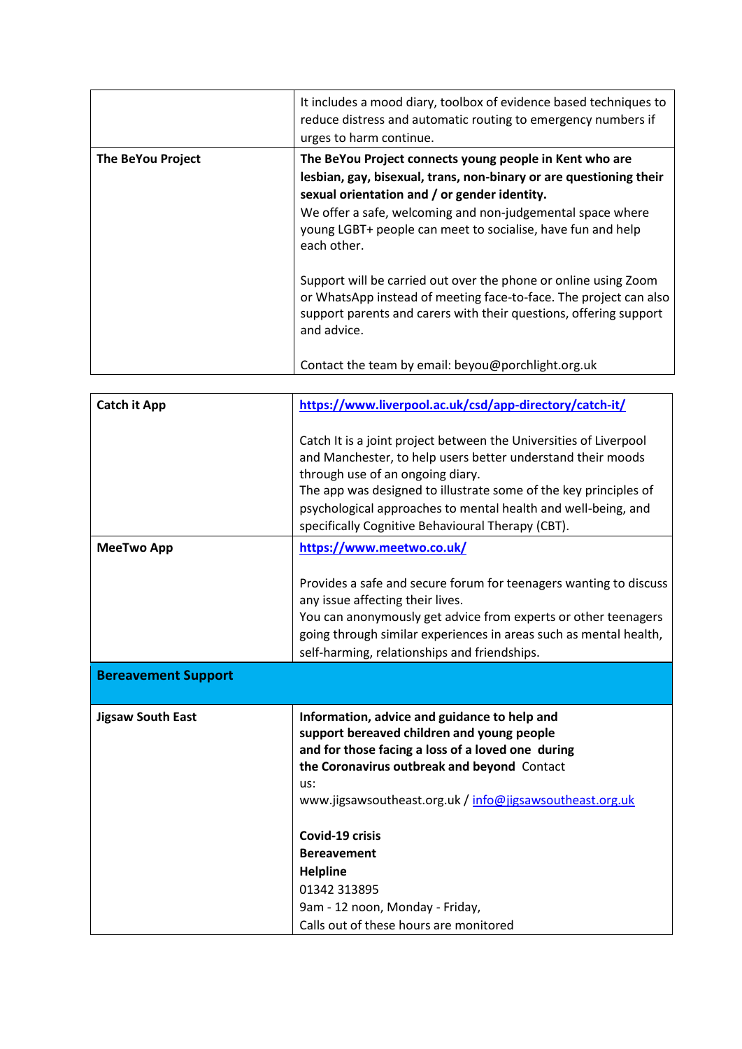| | |
|---|---|
| | It includes a mood diary, toolbox of evidence based techniques to reduce distress and automatic routing to emergency numbers if urges to harm continue. |
| **The BeYou Project** | **The BeYou Project connects young people in Kent who are lesbian, gay, bisexual, trans, non-binary or are questioning their sexual orientation and / or gender identity.**<br>We offer a safe, welcoming and non-judgemental space where young LGBT+ people can meet to socialise, have fun and help each other.<br><br>Support will be carried out over the phone or online using Zoom or WhatsApp instead of meeting face-to-face. The project can also support parents and carers with their questions, offering support and advice.<br><br>Contact the team by email: beyou@porchlight.org.uk |

| | |
|---|---|
| **Catch it App** | **https://www.liverpool.ac.uk/csd/app-directory/catch-it/**<br><br>Catch It is a joint project between the Universities of Liverpool and Manchester, to help users better understand their moods through use of an ongoing diary.<br>The app was designed to illustrate some of the key principles of psychological approaches to mental health and well-being, and specifically Cognitive Behavioural Therapy (CBT). |
| **MeeTwo App** | **https://www.meetwo.co.uk/**<br><br>Provides a safe and secure forum for teenagers wanting to discuss any issue affecting their lives.<br>You can anonymously get advice from experts or other teenagers going through similar experiences in areas such as mental health, self-harming, relationships and friendships. |
| **Bereavement Support** | |
| **Jigsaw South East** | **Information, advice and guidance to help and support bereaved children and young people and for those facing a loss of a loved one during the Coronavirus outbreak and beyond** Contact us:<br>www.jigsawsoutheast.org.uk / info@jigsawsoutheast.org.uk<br><br>**Covid-19 crisis Bereavement Helpline**<br>01342 313895<br>9am - 12 noon, Monday - Friday,<br>Calls out of these hours are monitored |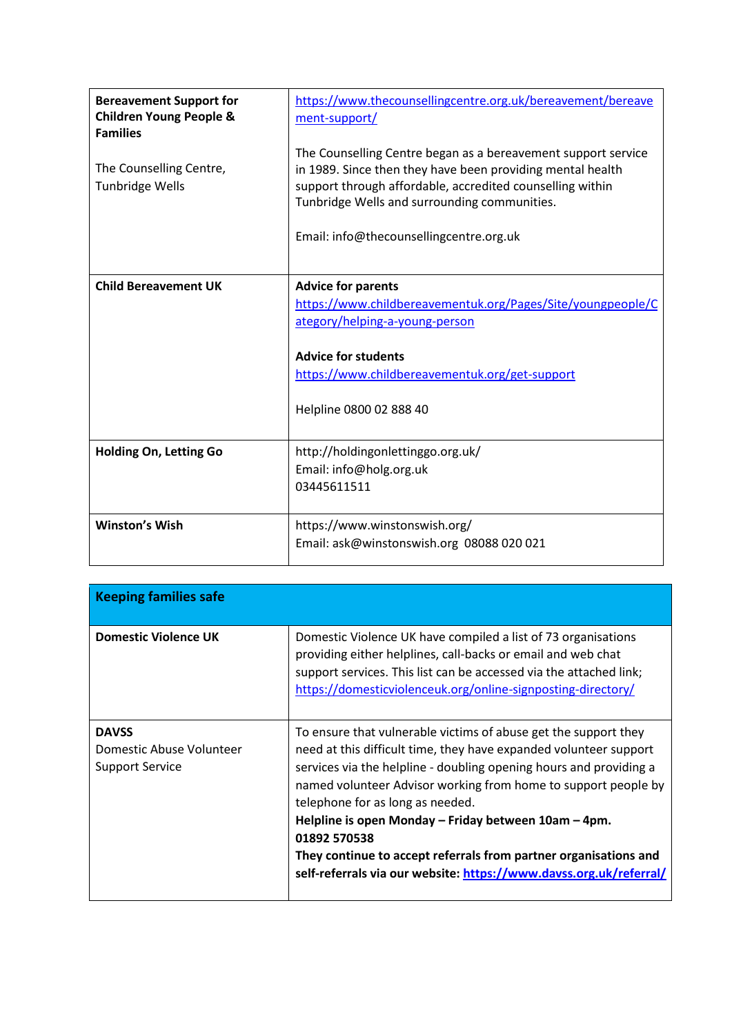| | |
|---|---|
| **Bereavement Support for Children Young People & Families**<br><br>The Counselling Centre, Tunbridge Wells | https://www.thecounsellingcentre.org.uk/bereavement/bereavement-support/<br><br>The Counselling Centre began as a bereavement support service in 1989. Since then they have been providing mental health support through affordable, accredited counselling within Tunbridge Wells and surrounding communities.<br><br>Email: info@thecounsellingcentre.org.uk |
| **Child Bereavement UK** | **Advice for parents**<br>https://www.childbereavementuk.org/Pages/Site/youngpeople/Category/helping-a-young-person<br><br>**Advice for students**<br>https://www.childbereavementuk.org/get-support<br><br>Helpline 0800 02 888 40 |
| **Holding On, Letting Go** | http://holdingonlettinggo.org.uk/<br>Email: info@holg.org.uk<br>03445611511 |
| **Winston's Wish** | https://www.winstonswish.org/<br>Email: ask@winstonswish.org 08088 020 021 |

| **Keeping families safe** | |
|---|---|
| **Domestic Violence UK** | Domestic Violence UK have compiled a list of 73 organisations providing either helplines, call-backs or email and web chat support services. This list can be accessed via the attached link; https://domesticviolenceuk.org/online-signposting-directory/ |
| **DAVSS**<br>Domestic Abuse Volunteer Support Service | To ensure that vulnerable victims of abuse get the support they need at this difficult time, they have expanded volunteer support services via the helpline - doubling opening hours and providing a named volunteer Advisor working from home to support people by telephone for as long as needed.<br>**Helpline is open Monday – Friday between 10am – 4pm.**<br>**01892 570538**<br>**They continue to accept referrals from partner organisations and self-referrals via our website: https://www.davss.org.uk/referral/** |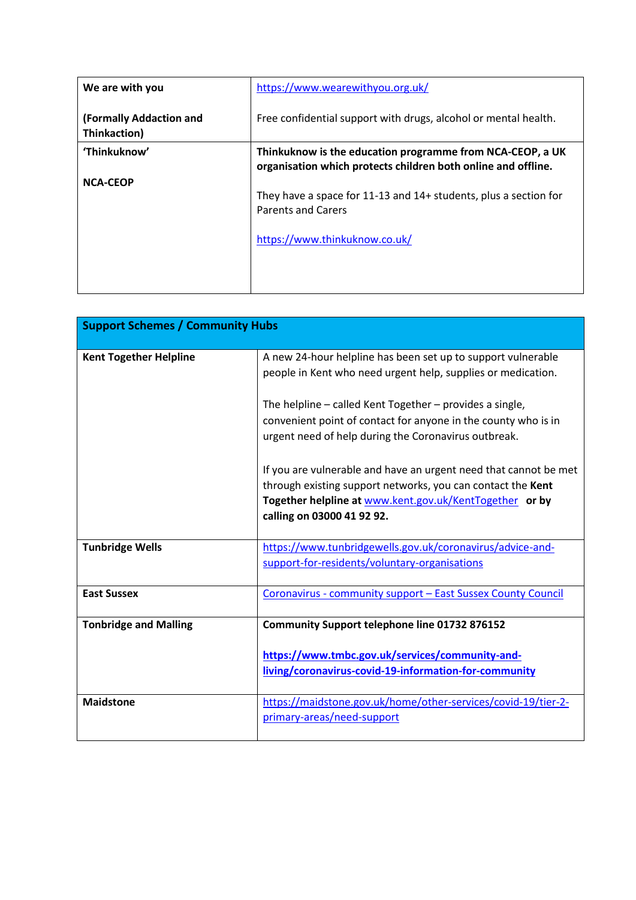| We are with you<br><br>(Formally Addaction and Thinkaction) | https://www.wearewithyou.org.uk/<br><br>Free confidential support with drugs, alcohol or mental health. |
|---|---|
| 'Thinkuknow'<br><br>NCA-CEOP | **Thinkuknow is the education programme from NCA-CEOP, a UK organisation which protects children both online and offline.**<br><br>They have a space for 11-13 and 14+ students, plus a section for Parents and Carers<br><br>https://www.thinkuknow.co.uk/ |

| **Support Schemes / Community Hubs** | |
|---|---|
| **Kent Together Helpline** | A new 24-hour helpline has been set up to support vulnerable people in Kent who need urgent help, supplies or medication.<br><br>The helpline – called Kent Together – provides a single, convenient point of contact for anyone in the county who is in urgent need of help during the Coronavirus outbreak.<br><br>If you are vulnerable and have an urgent need that cannot be met through existing support networks, you can contact the **Kent Together helpline at** www.kent.gov.uk/KentTogether **or by calling on 03000 41 92 92.** |
| **Tunbridge Wells** | https://www.tunbridgewells.gov.uk/coronavirus/advice-and-support-for-residents/voluntary-organisations |
| **East Sussex** | Coronavirus - community support – East Sussex County Council |
| **Tonbridge and Malling** | **Community Support telephone line 01732 876152**<br><br>**https://www.tmbc.gov.uk/services/community-and-living/coronavirus-covid-19-information-for-community** |
| **Maidstone** | https://maidstone.gov.uk/home/other-services/covid-19/tier-2-primary-areas/need-support |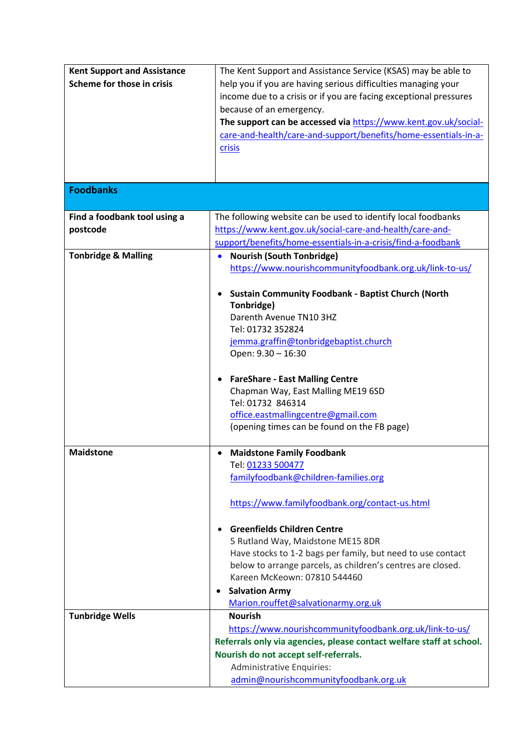| | |
|---|---|
| **Kent Support and Assistance Scheme for those in crisis** | The Kent Support and Assistance Service (KSAS) may be able to help you if you are having serious difficulties managing your income due to a crisis or if you are facing exceptional pressures because of an emergency.<br>**The support can be accessed via** https://www.kent.gov.uk/social-care-and-health/care-and-support/benefits/home-essentials-in-a-crisis |
| **Foodbanks** | |
| **Find a foodbank tool using a postcode** | The following website can be used to identify local foodbanks https://www.kent.gov.uk/social-care-and-health/care-and-support/benefits/home-essentials-in-a-crisis/find-a-foodbank |
| **Tonbridge & Malling** | • **Nourish (South Tonbridge)**<br>https://www.nourishcommunityfoodbank.org.uk/link-to-us/<br><br>• **Sustain Community Foodbank - Baptist Church (North Tonbridge)**<br>Darenth Avenue TN10 3HZ<br>Tel: 01732 352824<br>jemma.graffin@tonbridgebaptist.church<br>Open: 9.30 – 16:30<br><br>• **FareShare - East Malling Centre**<br>Chapman Way, East Malling ME19 6SD<br>Tel: 01732 846314<br>office.eastmallingcentre@gmail.com<br>(opening times can be found on the FB page) |
| **Maidstone** | • **Maidstone Family Foodbank**<br>Tel: 01233 500477<br>familyfoodbank@children-families.org<br><br>https://www.familyfoodbank.org/contact-us.html<br><br>• **Greenfields Children Centre**<br>5 Rutland Way, Maidstone ME15 8DR<br>Have stocks to 1-2 bags per family, but need to use contact below to arrange parcels, as children's centres are closed.<br>Kareen McKeown: 07810 544460<br>• **Salvation Army**<br>Marion.rouffet@salvationarmy.org.uk |
| **Tunbridge Wells** | **Nourish**<br>https://www.nourishcommunityfoodbank.org.uk/link-to-us/<br>**Referrals only via agencies, please contact welfare staff at school. Nourish do not accept self-referrals.**<br>Administrative Enquiries:<br>admin@nourishcommunityfoodbank.org.uk |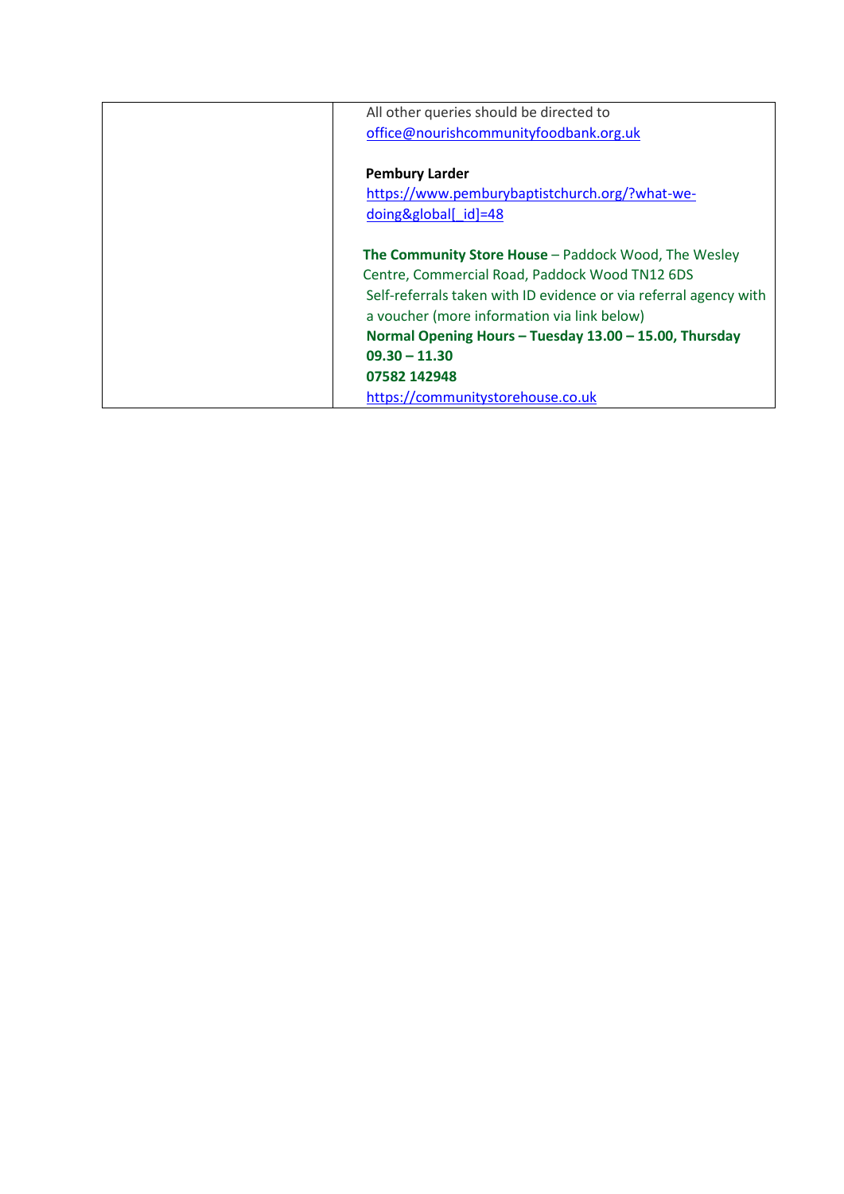| | |
|---|---|
| | All other queries should be directed to office@nourishcommunityfoodbank.org.uk<br><br>**Pembury Larder**<br>https://www.pemburybaptistchurch.org/?what-we-doing&global[_id]=48<br><br>**The Community Store House** – Paddock Wood, The Wesley Centre, Commercial Road, Paddock Wood TN12 6DS<br>Self-referrals taken with ID evidence or via referral agency with a voucher (more information via link below)<br>**Normal Opening Hours – Tuesday 13.00 – 15.00, Thursday 09.30 – 11.30**<br>**07582 142948**<br>https://communitystorehouse.co.uk |